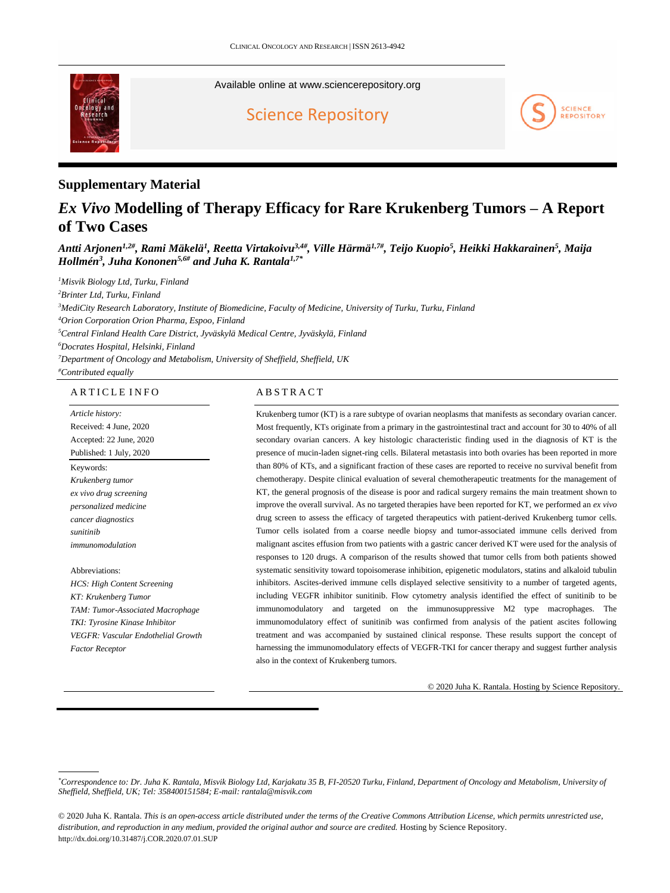Available online at www.sciencerepository.org

Science Repository

## Supplementary Material

# *Ex Vivo* Modelling of Therapy Efficacy for Rare Krukenberg Tumors – A Report of Two Cases

***Antti Arjonen[1,2#], Rami Mäkelä[1], Reetta Virtakoivu[3,4#], Ville Härmä[1,7#], Teijo Kuopio[5], Heikki Hakkarainen[5], Maija Hollmén[3], Juha Kononen[5,6#] and Juha K. Rantala[1,7*]***

[1]*Misvik Biology Ltd, Turku, Finland*
[2]*Brinter Ltd, Turku, Finland*
[3]*MediCity Research Laboratory, Institute of Biomedicine, Faculty of Medicine, University of Turku, Turku, Finland*
[4]*Orion Corporation Orion Pharma, Espoo, Finland*
[5]*Central Finland Health Care District, Jyväskylä Medical Centre, Jyväskylä, Finland*
[6]*Docrates Hospital, Helsinki, Finland*
[7]*Department of Oncology and Metabolism, University of Sheffield, Sheffield, UK*
[#]*Contributed equally*

## ARTICLE INFO

*Article history:*
Received: 4 June, 2020
Accepted: 22 June, 2020
Published: 1 July, 2020

Keywords:
*Krukenberg tumor*
*ex vivo drug screening*
*personalized medicine*
*cancer diagnostics*
*sunitinib*
*immunomodulation*

Abbreviations:
*HCS: High Content Screening*
*KT: Krukenberg Tumor*
*TAM: Tumor-Associated Macrophage*
*TKI: Tyrosine Kinase Inhibitor*
*VEGFR: Vascular Endothelial Growth Factor Receptor*

## ABSTRACT

Krukenberg tumor (KT) is a rare subtype of ovarian neoplasms that manifests as secondary ovarian cancer. Most frequently, KTs originate from a primary in the gastrointestinal tract and account for 30 to 40% of all secondary ovarian cancers. A key histologic characteristic finding used in the diagnosis of KT is the presence of mucin-laden signet-ring cells. Bilateral metastasis into both ovaries has been reported in more than 80% of KTs, and a significant fraction of these cases are reported to receive no survival benefit from chemotherapy. Despite clinical evaluation of several chemotherapeutic treatments for the management of KT, the general prognosis of the disease is poor and radical surgery remains the main treatment shown to improve the overall survival. As no targeted therapies have been reported for KT, we performed an *ex vivo* drug screen to assess the efficacy of targeted therapeutics with patient-derived Krukenberg tumor cells. Tumor cells isolated from a coarse needle biopsy and tumor-associated immune cells derived from malignant ascites effusion from two patients with a gastric cancer derived KT were used for the analysis of responses to 120 drugs. A comparison of the results showed that tumor cells from both patients showed systematic sensitivity toward topoisomerase inhibition, epigenetic modulators, statins and alkaloid tubulin inhibitors. Ascites-derived immune cells displayed selective sensitivity to a number of targeted agents, including VEGFR inhibitor sunitinib. Flow cytometry analysis identified the effect of sunitinib to be immunomodulatory and targeted on the immunosuppressive M2 type macrophages. The immunomodulatory effect of sunitinib was confirmed from analysis of the patient ascites following treatment and was accompanied by sustained clinical response. These results support the concept of harnessing the immunomodulatory effects of VEGFR-TKI for cancer therapy and suggest further analysis also in the context of Krukenberg tumors.

© 2020 Juha K. Rantala. Hosting by Science Repository.

---

[*]*Correspondence to: Dr. Juha K. Rantala, Misvik Biology Ltd, Karjakatu 35 B, FI-20520 Turku, Finland, Department of Oncology and Metabolism, University of Sheffield, Sheffield, UK; Tel: 358400151584; E-mail: rantala@misvik.com*

© 2020 Juha K. Rantala. *This is an open-access article distributed under the terms of the Creative Commons Attribution License, which permits unrestricted use, distribution, and reproduction in any medium, provided the original author and source are credited.* Hosting by Science Repository.
http://dx.doi.org/10.31487/j.COR.2020.07.01.SUP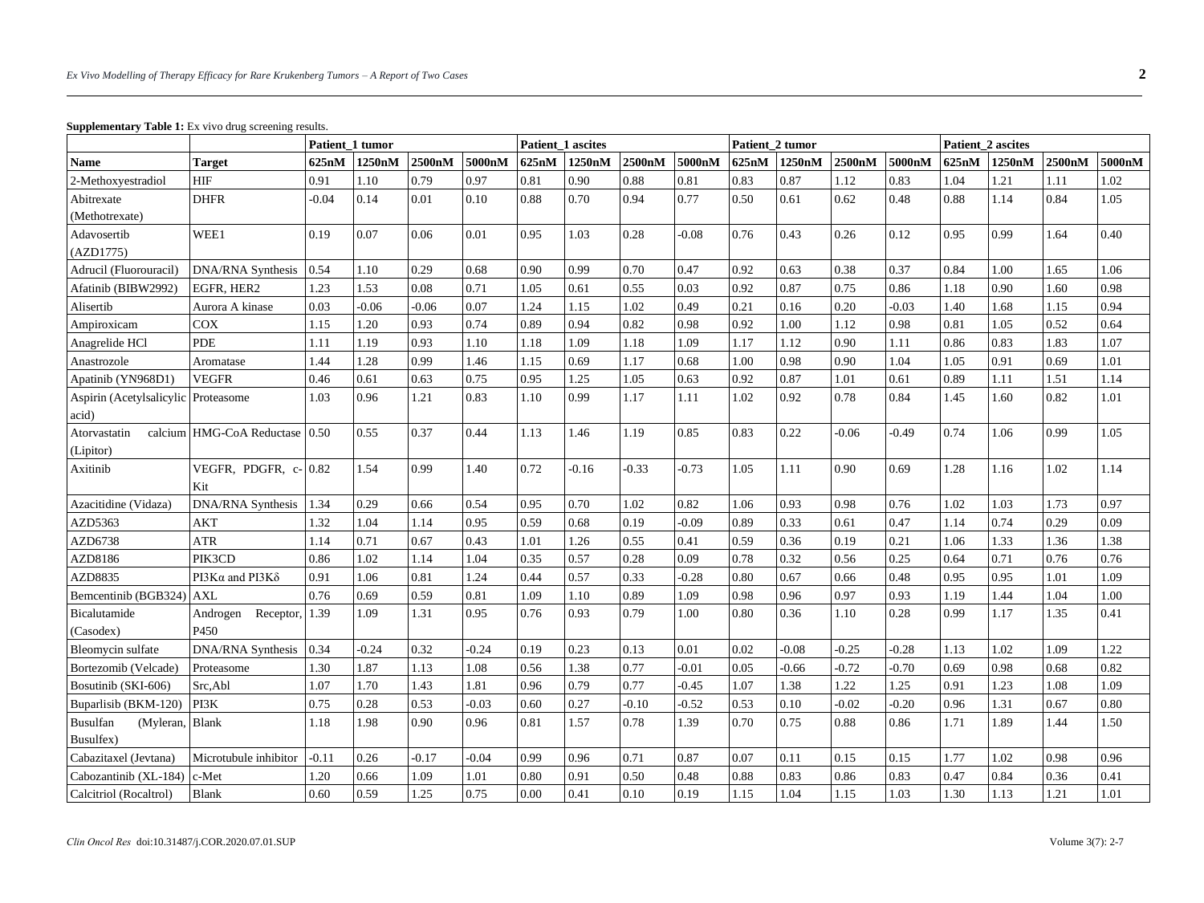**Supplementary Table 1:** Ex vivo drug screening results.

| | | Patient_1 tumor | | | | Patient_1 ascites | | | | Patient_2 tumor | | | | Patient_2 ascites | | | |
|---|---|---|---|---|---|---|---|---|---|---|---|---|---|---|---|---|---|
| **Name** | **Target** | **625nM** | **1250nM** | **2500nM** | **5000nM** | **625nM** | **1250nM** | **2500nM** | **5000nM** | **625nM** | **1250nM** | **2500nM** | **5000nM** | **625nM** | **1250nM** | **2500nM** | **5000nM** |
| 2-Methoxyestradiol | HIF | 0.91 | 1.10 | 0.79 | 0.97 | 0.81 | 0.90 | 0.88 | 0.81 | 0.83 | 0.87 | 1.12 | 0.83 | 1.04 | 1.21 | 1.11 | 1.02 |
| Abitrexate (Methotrexate) | DHFR | -0.04 | 0.14 | 0.01 | 0.10 | 0.88 | 0.70 | 0.94 | 0.77 | 0.50 | 0.61 | 0.62 | 0.48 | 0.88 | 1.14 | 0.84 | 1.05 |
| Adavosertib (AZD1775) | WEE1 | 0.19 | 0.07 | 0.06 | 0.01 | 0.95 | 1.03 | 0.28 | -0.08 | 0.76 | 0.43 | 0.26 | 0.12 | 0.95 | 0.99 | 1.64 | 0.40 |
| Adrucil (Fluorouracil) | DNA/RNA Synthesis | 0.54 | 1.10 | 0.29 | 0.68 | 0.90 | 0.99 | 0.70 | 0.47 | 0.92 | 0.63 | 0.38 | 0.37 | 0.84 | 1.00 | 1.65 | 1.06 |
| Afatinib (BIBW2992) | EGFR, HER2 | 1.23 | 1.53 | 0.08 | 0.71 | 1.05 | 0.61 | 0.55 | 0.03 | 0.92 | 0.87 | 0.75 | 0.86 | 1.18 | 0.90 | 1.60 | 0.98 |
| Alisertib | Aurora A kinase | 0.03 | -0.06 | -0.06 | 0.07 | 1.24 | 1.15 | 1.02 | 0.49 | 0.21 | 0.16 | 0.20 | -0.03 | 1.40 | 1.68 | 1.15 | 0.94 |
| Ampiroxicam | COX | 1.15 | 1.20 | 0.93 | 0.74 | 0.89 | 0.94 | 0.82 | 0.98 | 0.92 | 1.00 | 1.12 | 0.98 | 0.81 | 1.05 | 0.52 | 0.64 |
| Anagrelide HCl | PDE | 1.11 | 1.19 | 0.93 | 1.10 | 1.18 | 1.09 | 1.18 | 1.09 | 1.17 | 1.12 | 0.90 | 1.11 | 0.86 | 0.83 | 1.83 | 1.07 |
| Anastrozole | Aromatase | 1.44 | 1.28 | 0.99 | 1.46 | 1.15 | 0.69 | 1.17 | 0.68 | 1.00 | 0.98 | 0.90 | 1.04 | 1.05 | 0.91 | 0.69 | 1.01 |
| Apatinib (YN968D1) | VEGFR | 0.46 | 0.61 | 0.63 | 0.75 | 0.95 | 1.25 | 1.05 | 0.63 | 0.92 | 0.87 | 1.01 | 0.61 | 0.89 | 1.11 | 1.51 | 1.14 |
| Aspirin (Acetylsalicylic acid) | Proteasome | 1.03 | 0.96 | 1.21 | 0.83 | 1.10 | 0.99 | 1.17 | 1.11 | 1.02 | 0.92 | 0.78 | 0.84 | 1.45 | 1.60 | 0.82 | 1.01 |
| Atorvastatin calcium (Lipitor) | HMG-CoA Reductase | 0.50 | 0.55 | 0.37 | 0.44 | 1.13 | 1.46 | 1.19 | 0.85 | 0.83 | 0.22 | -0.06 | -0.49 | 0.74 | 1.06 | 0.99 | 1.05 |
| Axitinib | VEGFR, PDGFR, c-Kit | 0.82 | 1.54 | 0.99 | 1.40 | 0.72 | -0.16 | -0.33 | -0.73 | 1.05 | 1.11 | 0.90 | 0.69 | 1.28 | 1.16 | 1.02 | 1.14 |
| Azacitidine (Vidaza) | DNA/RNA Synthesis | 1.34 | 0.29 | 0.66 | 0.54 | 0.95 | 0.70 | 1.02 | 0.82 | 1.06 | 0.93 | 0.98 | 0.76 | 1.02 | 1.03 | 1.73 | 0.97 |
| AZD5363 | AKT | 1.32 | 1.04 | 1.14 | 0.95 | 0.59 | 0.68 | 0.19 | -0.09 | 0.89 | 0.33 | 0.61 | 0.47 | 1.14 | 0.74 | 0.29 | 0.09 |
| AZD6738 | ATR | 1.14 | 0.71 | 0.67 | 0.43 | 1.01 | 1.26 | 0.55 | 0.41 | 0.59 | 0.36 | 0.19 | 0.21 | 1.06 | 1.33 | 1.36 | 1.38 |
| AZD8186 | PIK3CD | 0.86 | 1.02 | 1.14 | 1.04 | 0.35 | 0.57 | 0.28 | 0.09 | 0.78 | 0.32 | 0.56 | 0.25 | 0.64 | 0.71 | 0.76 | 0.76 |
| AZD8835 | PI3Kα and PI3Kδ | 0.91 | 1.06 | 0.81 | 1.24 | 0.44 | 0.57 | 0.33 | -0.28 | 0.80 | 0.67 | 0.66 | 0.48 | 0.95 | 0.95 | 1.01 | 1.09 |
| Bemcentinib (BGB324) | AXL | 0.76 | 0.69 | 0.59 | 0.81 | 1.09 | 1.10 | 0.89 | 1.09 | 0.98 | 0.96 | 0.97 | 0.93 | 1.19 | 1.44 | 1.04 | 1.00 |
| Bicalutamide (Casodex) | Androgen Receptor, P450 | 1.39 | 1.09 | 1.31 | 0.95 | 0.76 | 0.93 | 0.79 | 1.00 | 0.80 | 0.36 | 1.10 | 0.28 | 0.99 | 1.17 | 1.35 | 0.41 |
| Bleomycin sulfate | DNA/RNA Synthesis | 0.34 | -0.24 | 0.32 | -0.24 | 0.19 | 0.23 | 0.13 | 0.01 | 0.02 | -0.08 | -0.25 | -0.28 | 1.13 | 1.02 | 1.09 | 1.22 |
| Bortezomib (Velcade) | Proteasome | 1.30 | 1.87 | 1.13 | 1.08 | 0.56 | 1.38 | 0.77 | -0.01 | 0.05 | -0.66 | -0.72 | -0.70 | 0.69 | 0.98 | 0.68 | 0.82 |
| Bosutinib (SKI-606) | Src,Abl | 1.07 | 1.70 | 1.43 | 1.81 | 0.96 | 0.79 | 0.77 | -0.45 | 1.07 | 1.38 | 1.22 | 1.25 | 0.91 | 1.23 | 1.08 | 1.09 |
| Buparlisib (BKM-120) | PI3K | 0.75 | 0.28 | 0.53 | -0.03 | 0.60 | 0.27 | -0.10 | -0.52 | 0.53 | 0.10 | -0.02 | -0.20 | 0.96 | 1.31 | 0.67 | 0.80 |
| Busulfan (Myleran, Busulfex) | Blank | 1.18 | 1.98 | 0.90 | 0.96 | 0.81 | 1.57 | 0.78 | 1.39 | 0.70 | 0.75 | 0.88 | 0.86 | 1.71 | 1.89 | 1.44 | 1.50 |
| Cabazitaxel (Jevtana) | Microtubule inhibitor | -0.11 | 0.26 | -0.17 | -0.04 | 0.99 | 0.96 | 0.71 | 0.87 | 0.07 | 0.11 | 0.15 | 0.15 | 1.77 | 1.02 | 0.98 | 0.96 |
| Cabozantinib (XL-184) | c-Met | 1.20 | 0.66 | 1.09 | 1.01 | 0.80 | 0.91 | 0.50 | 0.48 | 0.88 | 0.83 | 0.86 | 0.83 | 0.47 | 0.84 | 0.36 | 0.41 |
| Calcitriol (Rocaltrol) | Blank | 0.60 | 0.59 | 1.25 | 0.75 | 0.00 | 0.41 | 0.10 | 0.19 | 1.15 | 1.04 | 1.15 | 1.03 | 1.30 | 1.13 | 1.21 | 1.01 |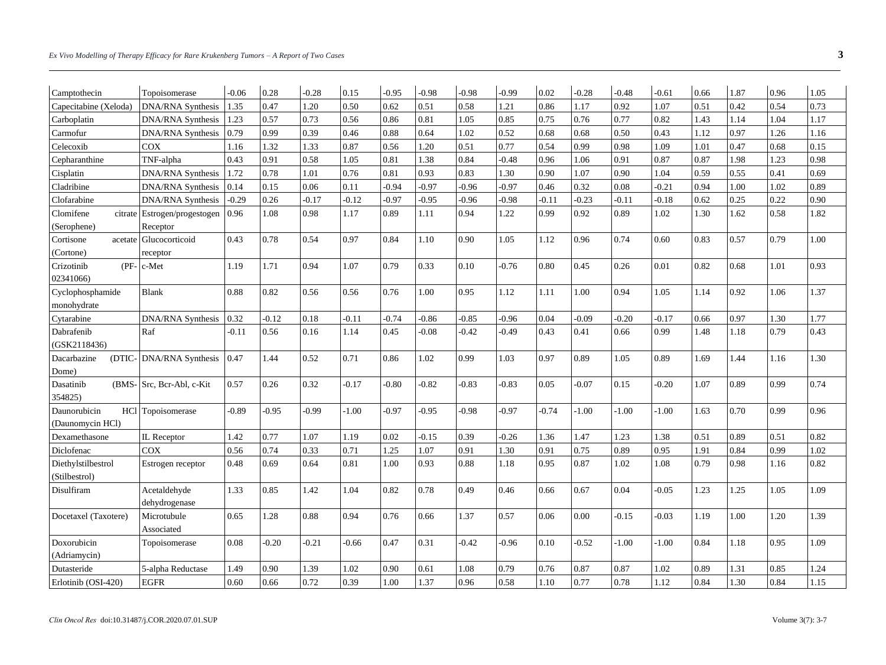| | | | | | | | | | | | | | | | | | |
|---|---|---|---|---|---|---|---|---|---|---|---|---|---|---|---|---|---|
| Camptothecin | Topoisomerase | -0.06 | 0.28 | -0.28 | 0.15 | -0.95 | -0.98 | -0.98 | -0.99 | 0.02 | -0.28 | -0.48 | -0.61 | 0.66 | 1.87 | 0.96 | 1.05 |
| Capecitabine (Xeloda) | DNA/RNA Synthesis | 1.35 | 0.47 | 1.20 | 0.50 | 0.62 | 0.51 | 0.58 | 1.21 | 0.86 | 1.17 | 0.92 | 1.07 | 0.51 | 0.42 | 0.54 | 0.73 |
| Carboplatin | DNA/RNA Synthesis | 1.23 | 0.57 | 0.73 | 0.56 | 0.86 | 0.81 | 1.05 | 0.85 | 0.75 | 0.76 | 0.77 | 0.82 | 1.43 | 1.14 | 1.04 | 1.17 |
| Carmofur | DNA/RNA Synthesis | 0.79 | 0.99 | 0.39 | 0.46 | 0.88 | 0.64 | 1.02 | 0.52 | 0.68 | 0.68 | 0.50 | 0.43 | 1.12 | 0.97 | 1.26 | 1.16 |
| Celecoxib | COX | 1.16 | 1.32 | 1.33 | 0.87 | 0.56 | 1.20 | 0.51 | 0.77 | 0.54 | 0.99 | 0.98 | 1.09 | 1.01 | 0.47 | 0.68 | 0.15 |
| Cepharanthine | TNF-alpha | 0.43 | 0.91 | 0.58 | 1.05 | 0.81 | 1.38 | 0.84 | -0.48 | 0.96 | 1.06 | 0.91 | 0.87 | 0.87 | 1.98 | 1.23 | 0.98 |
| Cisplatin | DNA/RNA Synthesis | 1.72 | 0.78 | 1.01 | 0.76 | 0.81 | 0.93 | 0.83 | 1.30 | 0.90 | 1.07 | 0.90 | 1.04 | 0.59 | 0.55 | 0.41 | 0.69 |
| Cladribine | DNA/RNA Synthesis | 0.14 | 0.15 | 0.06 | 0.11 | -0.94 | -0.97 | -0.96 | -0.97 | 0.46 | 0.32 | 0.08 | -0.21 | 0.94 | 1.00 | 1.02 | 0.89 |
| Clofarabine | DNA/RNA Synthesis | -0.29 | 0.26 | -0.17 | -0.12 | -0.97 | -0.95 | -0.96 | -0.98 | -0.11 | -0.23 | -0.11 | -0.18 | 0.62 | 0.25 | 0.22 | 0.90 |
| Clomifene citrate (Serophene) | Estrogen/progestogen Receptor | 0.96 | 1.08 | 0.98 | 1.17 | 0.89 | 1.11 | 0.94 | 1.22 | 0.99 | 0.92 | 0.89 | 1.02 | 1.30 | 1.62 | 0.58 | 1.82 |
| Cortisone acetate (Cortone) | Glucocorticoid receptor | 0.43 | 0.78 | 0.54 | 0.97 | 0.84 | 1.10 | 0.90 | 1.05 | 1.12 | 0.96 | 0.74 | 0.60 | 0.83 | 0.57 | 0.79 | 1.00 |
| Crizotinib (PF-02341066) | c-Met | 1.19 | 1.71 | 0.94 | 1.07 | 0.79 | 0.33 | 0.10 | -0.76 | 0.80 | 0.45 | 0.26 | 0.01 | 0.82 | 0.68 | 1.01 | 0.93 |
| Cyclophosphamide monohydrate | Blank | 0.88 | 0.82 | 0.56 | 0.56 | 0.76 | 1.00 | 0.95 | 1.12 | 1.11 | 1.00 | 0.94 | 1.05 | 1.14 | 0.92 | 1.06 | 1.37 |
| Cytarabine | DNA/RNA Synthesis | 0.32 | -0.12 | 0.18 | -0.11 | -0.74 | -0.86 | -0.85 | -0.96 | 0.04 | -0.09 | -0.20 | -0.17 | 0.66 | 0.97 | 1.30 | 1.77 |
| Dabrafenib (GSK2118436) | Raf | -0.11 | 0.56 | 0.16 | 1.14 | 0.45 | -0.08 | -0.42 | -0.49 | 0.43 | 0.41 | 0.66 | 0.99 | 1.48 | 1.18 | 0.79 | 0.43 |
| Dacarbazine (DTIC-Dome) | DNA/RNA Synthesis | 0.47 | 1.44 | 0.52 | 0.71 | 0.86 | 1.02 | 0.99 | 1.03 | 0.97 | 0.89 | 1.05 | 0.89 | 1.69 | 1.44 | 1.16 | 1.30 |
| Dasatinib (BMS-354825) | Src, Bcr-Abl, c-Kit | 0.57 | 0.26 | 0.32 | -0.17 | -0.80 | -0.82 | -0.83 | -0.83 | 0.05 | -0.07 | 0.15 | -0.20 | 1.07 | 0.89 | 0.99 | 0.74 |
| Daunorubicin HCl (Daunomycin HCl) | Topoisomerase | -0.89 | -0.95 | -0.99 | -1.00 | -0.97 | -0.95 | -0.98 | -0.97 | -0.74 | -1.00 | -1.00 | -1.00 | 1.63 | 0.70 | 0.99 | 0.96 |
| Dexamethasone | IL Receptor | 1.42 | 0.77 | 1.07 | 1.19 | 0.02 | -0.15 | 0.39 | -0.26 | 1.36 | 1.47 | 1.23 | 1.38 | 0.51 | 0.89 | 0.51 | 0.82 |
| Diclofenac | COX | 0.56 | 0.74 | 0.33 | 0.71 | 1.25 | 1.07 | 0.91 | 1.30 | 0.91 | 0.75 | 0.89 | 0.95 | 1.91 | 0.84 | 0.99 | 1.02 |
| Diethylstilbestrol (Stilbestrol) | Estrogen receptor | 0.48 | 0.69 | 0.64 | 0.81 | 1.00 | 0.93 | 0.88 | 1.18 | 0.95 | 0.87 | 1.02 | 1.08 | 0.79 | 0.98 | 1.16 | 0.82 |
| Disulfiram | Acetaldehyde dehydrogenase | 1.33 | 0.85 | 1.42 | 1.04 | 0.82 | 0.78 | 0.49 | 0.46 | 0.66 | 0.67 | 0.04 | -0.05 | 1.23 | 1.25 | 1.05 | 1.09 |
| Docetaxel (Taxotere) | Microtubule Associated | 0.65 | 1.28 | 0.88 | 0.94 | 0.76 | 0.66 | 1.37 | 0.57 | 0.06 | 0.00 | -0.15 | -0.03 | 1.19 | 1.00 | 1.20 | 1.39 |
| Doxorubicin (Adriamycin) | Topoisomerase | 0.08 | -0.20 | -0.21 | -0.66 | 0.47 | 0.31 | -0.42 | -0.96 | 0.10 | -0.52 | -1.00 | -1.00 | 0.84 | 1.18 | 0.95 | 1.09 |
| Dutasteride | 5-alpha Reductase | 1.49 | 0.90 | 1.39 | 1.02 | 0.90 | 0.61 | 1.08 | 0.79 | 0.76 | 0.87 | 0.87 | 1.02 | 0.89 | 1.31 | 0.85 | 1.24 |
| Erlotinib (OSI-420) | EGFR | 0.60 | 0.66 | 0.72 | 0.39 | 1.00 | 1.37 | 0.96 | 0.58 | 1.10 | 0.77 | 0.78 | 1.12 | 0.84 | 1.30 | 0.84 | 1.15 |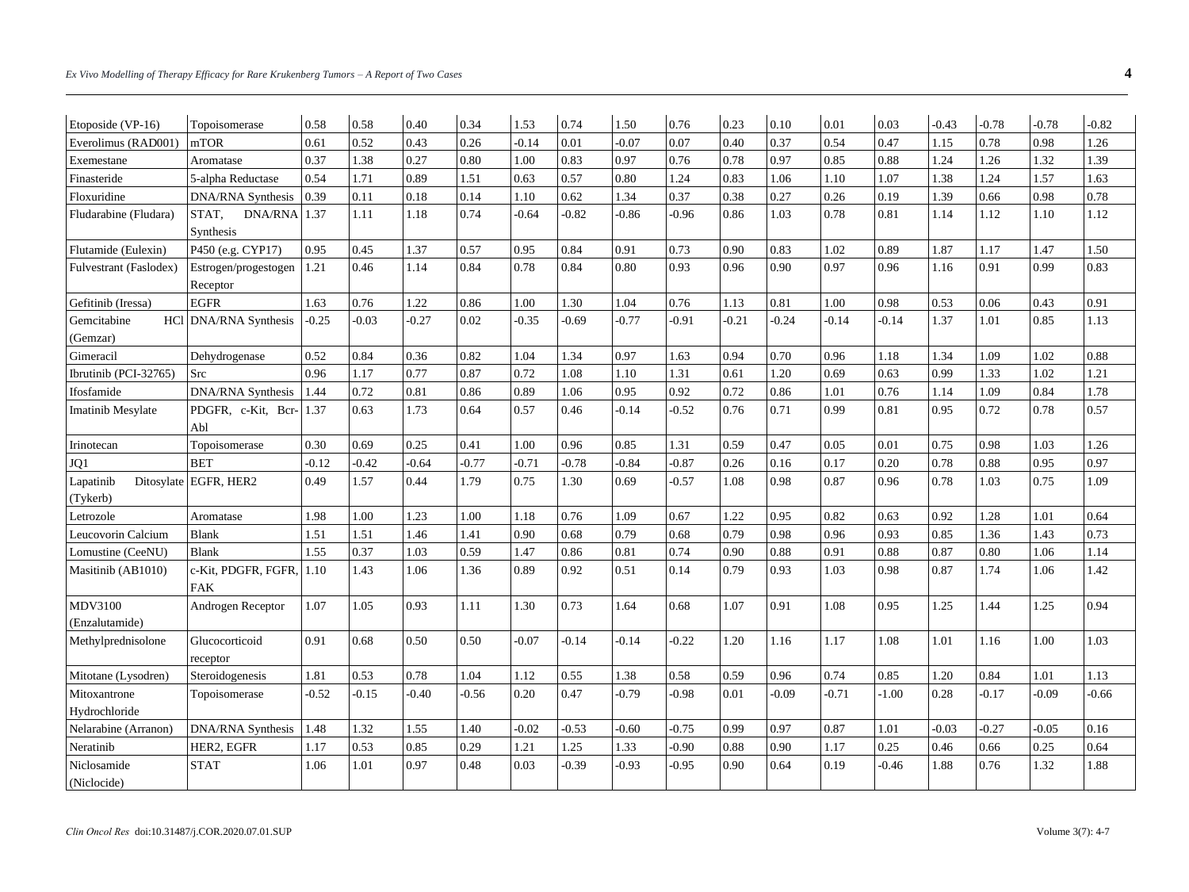| Etoposide (VP-16) | Topoisomerase | 0.58 | 0.58 | 0.40 | 0.34 | 1.53 | 0.74 | 1.50 | 0.76 | 0.23 | 0.10 | 0.01 | 0.03 | -0.43 | -0.78 | -0.78 | -0.82 |
|---|---|---|---|---|---|---|---|---|---|---|---|---|---|---|---|---|---|
| Everolimus (RAD001) | mTOR | 0.61 | 0.52 | 0.43 | 0.26 | -0.14 | 0.01 | -0.07 | 0.07 | 0.40 | 0.37 | 0.54 | 0.47 | 1.15 | 0.78 | 0.98 | 1.26 |
| Exemestane | Aromatase | 0.37 | 1.38 | 0.27 | 0.80 | 1.00 | 0.83 | 0.97 | 0.76 | 0.78 | 0.97 | 0.85 | 0.88 | 1.24 | 1.26 | 1.32 | 1.39 |
| Finasteride | 5-alpha Reductase | 0.54 | 1.71 | 0.89 | 1.51 | 0.63 | 0.57 | 0.80 | 1.24 | 0.83 | 1.06 | 1.10 | 1.07 | 1.38 | 1.24 | 1.57 | 1.63 |
| Floxuridine | DNA/RNA Synthesis | 0.39 | 0.11 | 0.18 | 0.14 | 1.10 | 0.62 | 1.34 | 0.37 | 0.38 | 0.27 | 0.26 | 0.19 | 1.39 | 0.66 | 0.98 | 0.78 |
| Fludarabine (Fludara) | STAT, DNA/RNA Synthesis | 1.37 | 1.11 | 1.18 | 0.74 | -0.64 | -0.82 | -0.86 | -0.96 | 0.86 | 1.03 | 0.78 | 0.81 | 1.14 | 1.12 | 1.10 | 1.12 |
| Flutamide (Eulexin) | P450 (e.g. CYP17) | 0.95 | 0.45 | 1.37 | 0.57 | 0.95 | 0.84 | 0.91 | 0.73 | 0.90 | 0.83 | 1.02 | 0.89 | 1.87 | 1.17 | 1.47 | 1.50 |
| Fulvestrant (Faslodex) | Estrogen/progestogen Receptor | 1.21 | 0.46 | 1.14 | 0.84 | 0.78 | 0.84 | 0.80 | 0.93 | 0.96 | 0.90 | 0.97 | 0.96 | 1.16 | 0.91 | 0.99 | 0.83 |
| Gefitinib (Iressa) | EGFR | 1.63 | 0.76 | 1.22 | 0.86 | 1.00 | 1.30 | 1.04 | 0.76 | 1.13 | 0.81 | 1.00 | 0.98 | 0.53 | 0.06 | 0.43 | 0.91 |
| Gemcitabine HCl (Gemzar) | DNA/RNA Synthesis | -0.25 | -0.03 | -0.27 | 0.02 | -0.35 | -0.69 | -0.77 | -0.91 | -0.21 | -0.24 | -0.14 | -0.14 | 1.37 | 1.01 | 0.85 | 1.13 |
| Gimeracil | Dehydrogenase | 0.52 | 0.84 | 0.36 | 0.82 | 1.04 | 1.34 | 0.97 | 1.63 | 0.94 | 0.70 | 0.96 | 1.18 | 1.34 | 1.09 | 1.02 | 0.88 |
| Ibrutinib (PCI-32765) | Src | 0.96 | 1.17 | 0.77 | 0.87 | 0.72 | 1.08 | 1.10 | 1.31 | 0.61 | 1.20 | 0.69 | 0.63 | 0.99 | 1.33 | 1.02 | 1.21 |
| Ifosfamide | DNA/RNA Synthesis | 1.44 | 0.72 | 0.81 | 0.86 | 0.89 | 1.06 | 0.95 | 0.92 | 0.72 | 0.86 | 1.01 | 0.76 | 1.14 | 1.09 | 0.84 | 1.78 |
| Imatinib Mesylate | PDGFR, c-Kit, Bcr-Abl | 1.37 | 0.63 | 1.73 | 0.64 | 0.57 | 0.46 | -0.14 | -0.52 | 0.76 | 0.71 | 0.99 | 0.81 | 0.95 | 0.72 | 0.78 | 0.57 |
| Irinotecan | Topoisomerase | 0.30 | 0.69 | 0.25 | 0.41 | 1.00 | 0.96 | 0.85 | 1.31 | 0.59 | 0.47 | 0.05 | 0.01 | 0.75 | 0.98 | 1.03 | 1.26 |
| JQ1 | BET | -0.12 | -0.42 | -0.64 | -0.77 | -0.71 | -0.78 | -0.84 | -0.87 | 0.26 | 0.16 | 0.17 | 0.20 | 0.78 | 0.88 | 0.95 | 0.97 |
| Lapatinib Ditosylate (Tykerb) | EGFR, HER2 | 0.49 | 1.57 | 0.44 | 1.79 | 0.75 | 1.30 | 0.69 | -0.57 | 1.08 | 0.98 | 0.87 | 0.96 | 0.78 | 1.03 | 0.75 | 1.09 |
| Letrozole | Aromatase | 1.98 | 1.00 | 1.23 | 1.00 | 1.18 | 0.76 | 1.09 | 0.67 | 1.22 | 0.95 | 0.82 | 0.63 | 0.92 | 1.28 | 1.01 | 0.64 |
| Leucovorin Calcium | Blank | 1.51 | 1.51 | 1.46 | 1.41 | 0.90 | 0.68 | 0.79 | 0.68 | 0.79 | 0.98 | 0.96 | 0.93 | 0.85 | 1.36 | 1.43 | 0.73 |
| Lomustine (CeeNU) | Blank | 1.55 | 0.37 | 1.03 | 0.59 | 1.47 | 0.86 | 0.81 | 0.74 | 0.90 | 0.88 | 0.91 | 0.88 | 0.87 | 0.80 | 1.06 | 1.14 |
| Masitinib (AB1010) | c-Kit, PDGFR, FGFR, FAK | 1.10 | 1.43 | 1.06 | 1.36 | 0.89 | 0.92 | 0.51 | 0.14 | 0.79 | 0.93 | 1.03 | 0.98 | 0.87 | 1.74 | 1.06 | 1.42 |
| MDV3100 (Enzalutamide) | Androgen Receptor | 1.07 | 1.05 | 0.93 | 1.11 | 1.30 | 0.73 | 1.64 | 0.68 | 1.07 | 0.91 | 1.08 | 0.95 | 1.25 | 1.44 | 1.25 | 0.94 |
| Methylprednisolone | Glucocorticoid receptor | 0.91 | 0.68 | 0.50 | 0.50 | -0.07 | -0.14 | -0.14 | -0.22 | 1.20 | 1.16 | 1.17 | 1.08 | 1.01 | 1.16 | 1.00 | 1.03 |
| Mitotane (Lysodren) | Steroidogenesis | 1.81 | 0.53 | 0.78 | 1.04 | 1.12 | 0.55 | 1.38 | 0.58 | 0.59 | 0.96 | 0.74 | 0.85 | 1.20 | 0.84 | 1.01 | 1.13 |
| Mitoxantrone Hydrochloride | Topoisomerase | -0.52 | -0.15 | -0.40 | -0.56 | 0.20 | 0.47 | -0.79 | -0.98 | 0.01 | -0.09 | -0.71 | -1.00 | 0.28 | -0.17 | -0.09 | -0.66 |
| Nelarabine (Arranon) | DNA/RNA Synthesis | 1.48 | 1.32 | 1.55 | 1.40 | -0.02 | -0.53 | -0.60 | -0.75 | 0.99 | 0.97 | 0.87 | 1.01 | -0.03 | -0.27 | -0.05 | 0.16 |
| Neratinib | HER2, EGFR | 1.17 | 0.53 | 0.85 | 0.29 | 1.21 | 1.25 | 1.33 | -0.90 | 0.88 | 0.90 | 1.17 | 0.25 | 0.46 | 0.66 | 0.25 | 0.64 |
| Niclosamide (Niclocide) | STAT | 1.06 | 1.01 | 0.97 | 0.48 | 0.03 | -0.39 | -0.93 | -0.95 | 0.90 | 0.64 | 0.19 | -0.46 | 1.88 | 0.76 | 1.32 | 1.88 |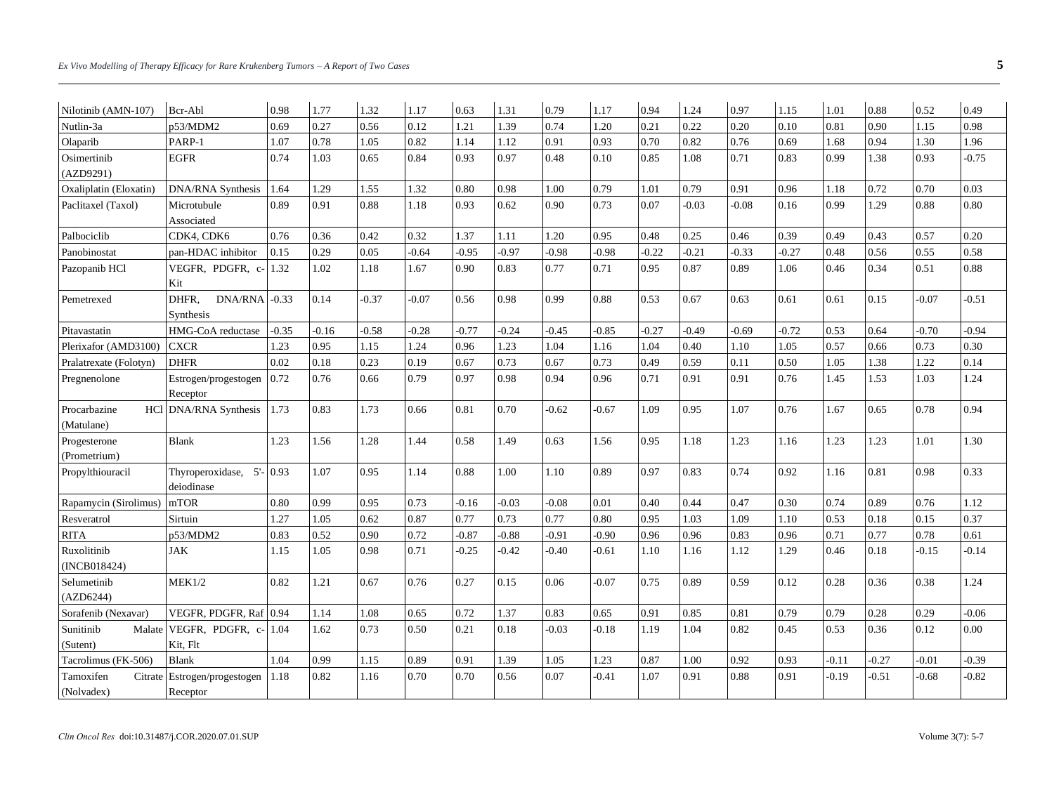| | | | | | | | | | | | | | | | | | |
|---|---|---|---|---|---|---|---|---|---|---|---|---|---|---|---|---|---|
| Nilotinib (AMN-107) | Bcr-Abl | 0.98 | 1.77 | 1.32 | 1.17 | 0.63 | 1.31 | 0.79 | 1.17 | 0.94 | 1.24 | 0.97 | 1.15 | 1.01 | 0.88 | 0.52 | 0.49 |
| Nutlin-3a | p53/MDM2 | 0.69 | 0.27 | 0.56 | 0.12 | 1.21 | 1.39 | 0.74 | 1.20 | 0.21 | 0.22 | 0.20 | 0.10 | 0.81 | 0.90 | 1.15 | 0.98 |
| Olaparib | PARP-1 | 1.07 | 0.78 | 1.05 | 0.82 | 1.14 | 1.12 | 0.91 | 0.93 | 0.70 | 0.82 | 0.76 | 0.69 | 1.68 | 0.94 | 1.30 | 1.96 |
| Osimertinib (AZD9291) | EGFR | 0.74 | 1.03 | 0.65 | 0.84 | 0.93 | 0.97 | 0.48 | 0.10 | 0.85 | 1.08 | 0.71 | 0.83 | 0.99 | 1.38 | 0.93 | -0.75 |
| Oxaliplatin (Eloxatin) | DNA/RNA Synthesis | 1.64 | 1.29 | 1.55 | 1.32 | 0.80 | 0.98 | 1.00 | 0.79 | 1.01 | 0.79 | 0.91 | 0.96 | 1.18 | 0.72 | 0.70 | 0.03 |
| Paclitaxel (Taxol) | Microtubule Associated | 0.89 | 0.91 | 0.88 | 1.18 | 0.93 | 0.62 | 0.90 | 0.73 | 0.07 | -0.03 | -0.08 | 0.16 | 0.99 | 1.29 | 0.88 | 0.80 |
| Palbociclib | CDK4, CDK6 | 0.76 | 0.36 | 0.42 | 0.32 | 1.37 | 1.11 | 1.20 | 0.95 | 0.48 | 0.25 | 0.46 | 0.39 | 0.49 | 0.43 | 0.57 | 0.20 |
| Panobinostat | pan-HDAC inhibitor | 0.15 | 0.29 | 0.05 | -0.64 | -0.95 | -0.97 | -0.98 | -0.98 | -0.22 | -0.21 | -0.33 | -0.27 | 0.48 | 0.56 | 0.55 | 0.58 |
| Pazopanib HCl | VEGFR, PDGFR, c-Kit | 1.32 | 1.02 | 1.18 | 1.67 | 0.90 | 0.83 | 0.77 | 0.71 | 0.95 | 0.87 | 0.89 | 1.06 | 0.46 | 0.34 | 0.51 | 0.88 |
| Pemetrexed | DHFR, DNA/RNA Synthesis | -0.33 | 0.14 | -0.37 | -0.07 | 0.56 | 0.98 | 0.99 | 0.88 | 0.53 | 0.67 | 0.63 | 0.61 | 0.61 | 0.15 | -0.07 | -0.51 |
| Pitavastatin | HMG-CoA reductase | -0.35 | -0.16 | -0.58 | -0.28 | -0.77 | -0.24 | -0.45 | -0.85 | -0.27 | -0.49 | -0.69 | -0.72 | 0.53 | 0.64 | -0.70 | -0.94 |
| Plerixafor (AMD3100) | CXCR | 1.23 | 0.95 | 1.15 | 1.24 | 0.96 | 1.23 | 1.04 | 1.16 | 1.04 | 0.40 | 1.10 | 1.05 | 0.57 | 0.66 | 0.73 | 0.30 |
| Pralatrexate (Folotyn) | DHFR | 0.02 | 0.18 | 0.23 | 0.19 | 0.67 | 0.73 | 0.67 | 0.73 | 0.49 | 0.59 | 0.11 | 0.50 | 1.05 | 1.38 | 1.22 | 0.14 |
| Pregnenolone | Estrogen/progestogen Receptor | 0.72 | 0.76 | 0.66 | 0.79 | 0.97 | 0.98 | 0.94 | 0.96 | 0.71 | 0.91 | 0.91 | 0.76 | 1.45 | 1.53 | 1.03 | 1.24 |
| Procarbazine HCl (Matulane) | DNA/RNA Synthesis | 1.73 | 0.83 | 1.73 | 0.66 | 0.81 | 0.70 | -0.62 | -0.67 | 1.09 | 0.95 | 1.07 | 0.76 | 1.67 | 0.65 | 0.78 | 0.94 |
| Progesterone (Prometrium) | Blank | 1.23 | 1.56 | 1.28 | 1.44 | 0.58 | 1.49 | 0.63 | 1.56 | 0.95 | 1.18 | 1.23 | 1.16 | 1.23 | 1.23 | 1.01 | 1.30 |
| Propylthiouracil | Thyroperoxidase, 5'-deiodinase | 0.93 | 1.07 | 0.95 | 1.14 | 0.88 | 1.00 | 1.10 | 0.89 | 0.97 | 0.83 | 0.74 | 0.92 | 1.16 | 0.81 | 0.98 | 0.33 |
| Rapamycin (Sirolimus) | mTOR | 0.80 | 0.99 | 0.95 | 0.73 | -0.16 | -0.03 | -0.08 | 0.01 | 0.40 | 0.44 | 0.47 | 0.30 | 0.74 | 0.89 | 0.76 | 1.12 |
| Resveratrol | Sirtuin | 1.27 | 1.05 | 0.62 | 0.87 | 0.77 | 0.73 | 0.77 | 0.80 | 0.95 | 1.03 | 1.09 | 1.10 | 0.53 | 0.18 | 0.15 | 0.37 |
| RITA | p53/MDM2 | 0.83 | 0.52 | 0.90 | 0.72 | -0.87 | -0.88 | -0.91 | -0.90 | 0.96 | 0.96 | 0.83 | 0.96 | 0.71 | 0.77 | 0.78 | 0.61 |
| Ruxolitinib (INCB018424) | JAK | 1.15 | 1.05 | 0.98 | 0.71 | -0.25 | -0.42 | -0.40 | -0.61 | 1.10 | 1.16 | 1.12 | 1.29 | 0.46 | 0.18 | -0.15 | -0.14 |
| Selumetinib (AZD6244) | MEK1/2 | 0.82 | 1.21 | 0.67 | 0.76 | 0.27 | 0.15 | 0.06 | -0.07 | 0.75 | 0.89 | 0.59 | 0.12 | 0.28 | 0.36 | 0.38 | 1.24 |
| Sorafenib (Nexavar) | VEGFR, PDGFR, Raf | 0.94 | 1.14 | 1.08 | 0.65 | 0.72 | 1.37 | 0.83 | 0.65 | 0.91 | 0.85 | 0.81 | 0.79 | 0.79 | 0.28 | 0.29 | -0.06 |
| Sunitinib Malate (Sutent) | VEGFR, PDGFR, c-Kit, Flt | 1.04 | 1.62 | 0.73 | 0.50 | 0.21 | 0.18 | -0.03 | -0.18 | 1.19 | 1.04 | 0.82 | 0.45 | 0.53 | 0.36 | 0.12 | 0.00 |
| Tacrolimus (FK-506) | Blank | 1.04 | 0.99 | 1.15 | 0.89 | 0.91 | 1.39 | 1.05 | 1.23 | 0.87 | 1.00 | 0.92 | 0.93 | -0.11 | -0.27 | -0.01 | -0.39 |
| Tamoxifen Citrate (Nolvadex) | Estrogen/progestogen Receptor | 1.18 | 0.82 | 1.16 | 0.70 | 0.70 | 0.56 | 0.07 | -0.41 | 1.07 | 0.91 | 0.88 | 0.91 | -0.19 | -0.51 | -0.68 | -0.82 |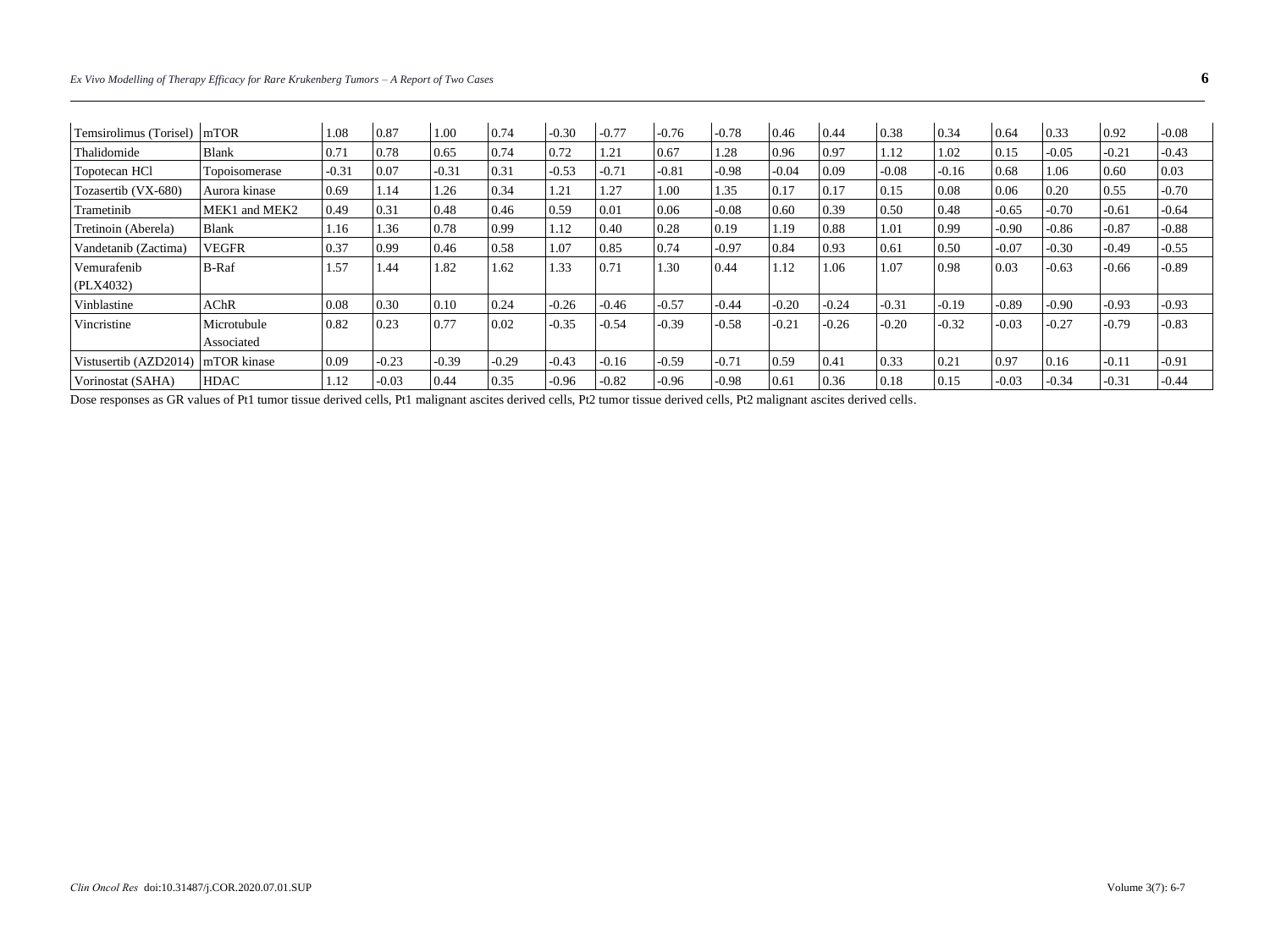| | | | | | | | | | | | | | | | | | |
|---|---|---|---|---|---|---|---|---|---|---|---|---|---|---|---|---|---|
| Temsirolimus (Torisel) | mTOR | 1.08 | 0.87 | 1.00 | 0.74 | -0.30 | -0.77 | -0.76 | -0.78 | 0.46 | 0.44 | 0.38 | 0.34 | 0.64 | 0.33 | 0.92 | -0.08 |
| Thalidomide | Blank | 0.71 | 0.78 | 0.65 | 0.74 | 0.72 | 1.21 | 0.67 | 1.28 | 0.96 | 0.97 | 1.12 | 1.02 | 0.15 | -0.05 | -0.21 | -0.43 |
| Topotecan HCl | Topoisomerase | -0.31 | 0.07 | -0.31 | 0.31 | -0.53 | -0.71 | -0.81 | -0.98 | -0.04 | 0.09 | -0.08 | -0.16 | 0.68 | 1.06 | 0.60 | 0.03 |
| Tozasertib (VX-680) | Aurora kinase | 0.69 | 1.14 | 1.26 | 0.34 | 1.21 | 1.27 | 1.00 | 1.35 | 0.17 | 0.17 | 0.15 | 0.08 | 0.06 | 0.20 | 0.55 | -0.70 |
| Trametinib | MEK1 and MEK2 | 0.49 | 0.31 | 0.48 | 0.46 | 0.59 | 0.01 | 0.06 | -0.08 | 0.60 | 0.39 | 0.50 | 0.48 | -0.65 | -0.70 | -0.61 | -0.64 |
| Tretinoin (Aberela) | Blank | 1.16 | 1.36 | 0.78 | 0.99 | 1.12 | 0.40 | 0.28 | 0.19 | 1.19 | 0.88 | 1.01 | 0.99 | -0.90 | -0.86 | -0.87 | -0.88 |
| Vandetanib (Zactima) | VEGFR | 0.37 | 0.99 | 0.46 | 0.58 | 1.07 | 0.85 | 0.74 | -0.97 | 0.84 | 0.93 | 0.61 | 0.50 | -0.07 | -0.30 | -0.49 | -0.55 |
| Vemurafenib (PLX4032) | B-Raf | 1.57 | 1.44 | 1.82 | 1.62 | 1.33 | 0.71 | 1.30 | 0.44 | 1.12 | 1.06 | 1.07 | 0.98 | 0.03 | -0.63 | -0.66 | -0.89 |
| Vinblastine | AChR | 0.08 | 0.30 | 0.10 | 0.24 | -0.26 | -0.46 | -0.57 | -0.44 | -0.20 | -0.24 | -0.31 | -0.19 | -0.89 | -0.90 | -0.93 | -0.93 |
| Vincristine | Microtubule Associated | 0.82 | 0.23 | 0.77 | 0.02 | -0.35 | -0.54 | -0.39 | -0.58 | -0.21 | -0.26 | -0.20 | -0.32 | -0.03 | -0.27 | -0.79 | -0.83 |
| Vistusertib (AZD2014) | mTOR kinase | 0.09 | -0.23 | -0.39 | -0.29 | -0.43 | -0.16 | -0.59 | -0.71 | 0.59 | 0.41 | 0.33 | 0.21 | 0.97 | 0.16 | -0.11 | -0.91 |
| Vorinostat (SAHA) | HDAC | 1.12 | -0.03 | 0.44 | 0.35 | -0.96 | -0.82 | -0.96 | -0.98 | 0.61 | 0.36 | 0.18 | 0.15 | -0.03 | -0.34 | -0.31 | -0.44 |

Dose responses as GR values of Pt1 tumor tissue derived cells, Pt1 malignant ascites derived cells, Pt2 tumor tissue derived cells, Pt2 malignant ascites derived cells.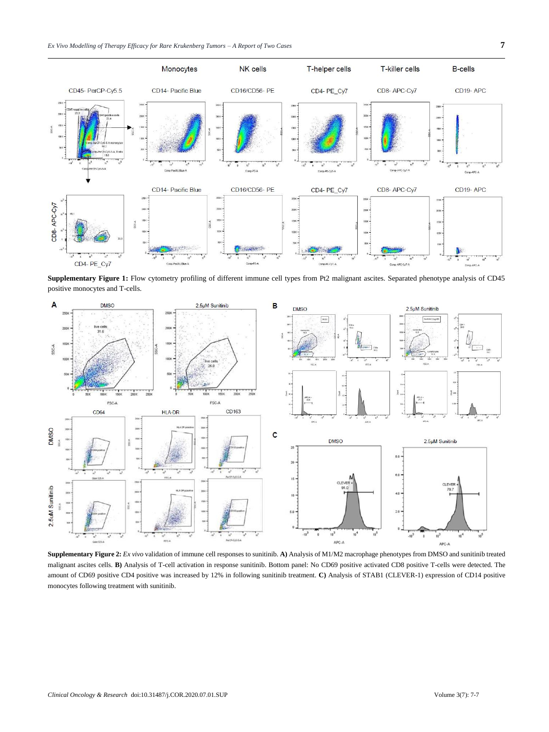Monocytes

NK cells

T-helper cells

T-killer cells

B-cells

CD45- PerCP-Cy5.5

CD14- Pacific Blue

CD16/CD56- PE

CD4- PE_Cy7

CD8- APC-Cy7

CD19- APC

CD8- APC-Cy7

CD4- PE_Cy7

**Supplementary Figure 1:** Flow cytometry profiling of different immune cell types from Pt2 malignant ascites. Separated phenotype analysis of CD45 positive monocytes and T-cells.

A

DMSO

2.5μM Sunitinib

live cells 31.6

live cells 26.0

CD64

HLA-DR

CD163

B

DMSO

2.5μM Sunitinib

C

DMSO

2.5μM Sunitinib

CLEVER + 91.0

CLEVER + 79.7

APC-A

**Supplementary Figure 2:** *Ex vivo* validation of immune cell responses to sunitinib. **A)** Analysis of M1/M2 macrophage phenotypes from DMSO and sunitinib treated malignant ascites cells. **B)** Analysis of T-cell activation in response sunitinib. Bottom panel: No CD69 positive activated CD8 positive T-cells were detected. The amount of CD69 positive CD4 positive was increased by 12% in following sunitinib treatment. **C)** Analysis of STAB1 (CLEVER-1) expression of CD14 positive monocytes following treatment with sunitinib.